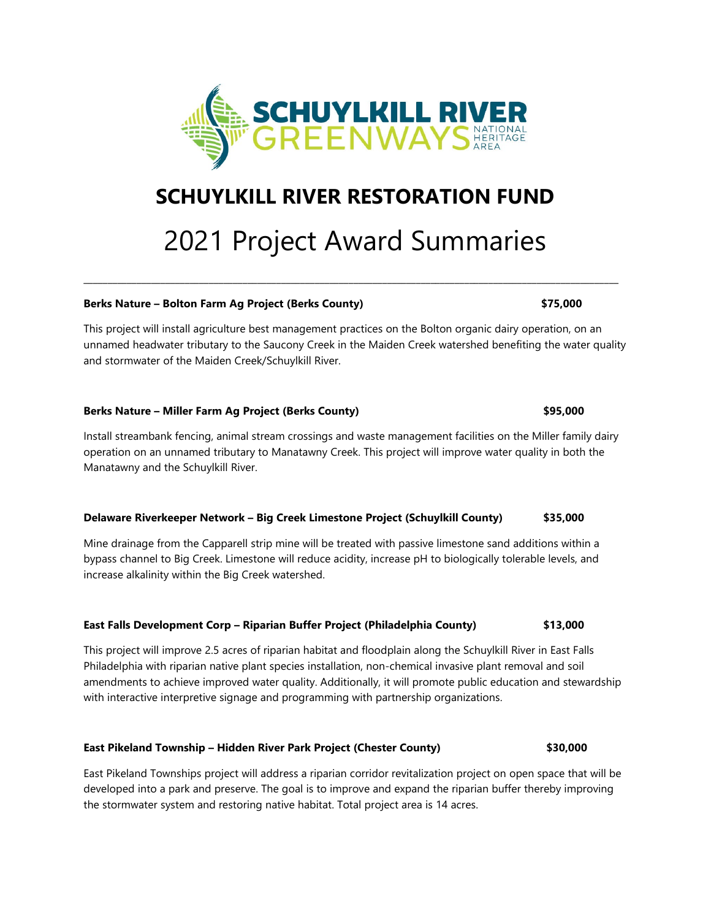# SCHUYLKILL RIVER RESTORATION FUND

## 2021 Project Award Summaries

---

**Berks Nature – Bolton Farm Ag Project (Berks County) $75,000**

This project will install agriculture best management practices on the Bolton organic dairy operation, on an unnamed headwater tributary to the Saucony Creek in the Maiden Creek watershed benefiting the water quality and stormwater of the Maiden Creek/Schuylkill River.

**Berks Nature – Miller Farm Ag Project (Berks County) $95,000**

Install streambank fencing, animal stream crossings and waste management facilities on the Miller family dairy operation on an unnamed tributary to Manatawny Creek. This project will improve water quality in both the Manatawny and the Schuylkill River.

**Delaware Riverkeeper Network – Big Creek Limestone Project (Schuylkill County) $35,000**

Mine drainage from the Capparell strip mine will be treated with passive limestone sand additions within a bypass channel to Big Creek. Limestone will reduce acidity, increase pH to biologically tolerable levels, and increase alkalinity within the Big Creek watershed.

**East Falls Development Corp – Riparian Buffer Project (Philadelphia County) $13,000**

This project will improve 2.5 acres of riparian habitat and floodplain along the Schuylkill River in East Falls Philadelphia with riparian native plant species installation, non-chemical invasive plant removal and soil amendments to achieve improved water quality. Additionally, it will promote public education and stewardship with interactive interpretive signage and programming with partnership organizations.

**East Pikeland Township – Hidden River Park Project (Chester County) $30,000**

East Pikeland Townships project will address a riparian corridor revitalization project on open space that will be developed into a park and preserve. The goal is to improve and expand the riparian buffer thereby improving the stormwater system and restoring native habitat. Total project area is 14 acres.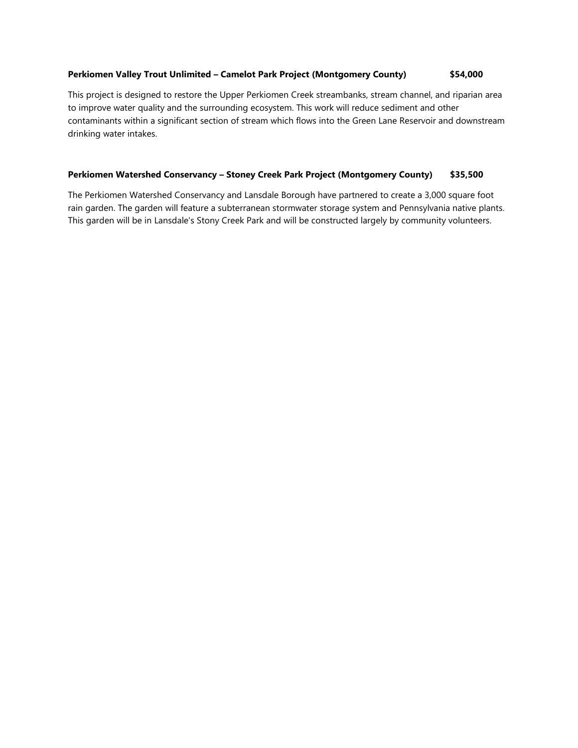**Perkiomen Valley Trout Unlimited – Camelot Park Project (Montgomery County) $54,000**

This project is designed to restore the Upper Perkiomen Creek streambanks, stream channel, and riparian area to improve water quality and the surrounding ecosystem. This work will reduce sediment and other contaminants within a significant section of stream which flows into the Green Lane Reservoir and downstream drinking water intakes.

**Perkiomen Watershed Conservancy – Stoney Creek Park Project (Montgomery County) $35,500**

The Perkiomen Watershed Conservancy and Lansdale Borough have partnered to create a 3,000 square foot rain garden. The garden will feature a subterranean stormwater storage system and Pennsylvania native plants. This garden will be in Lansdale's Stony Creek Park and will be constructed largely by community volunteers.